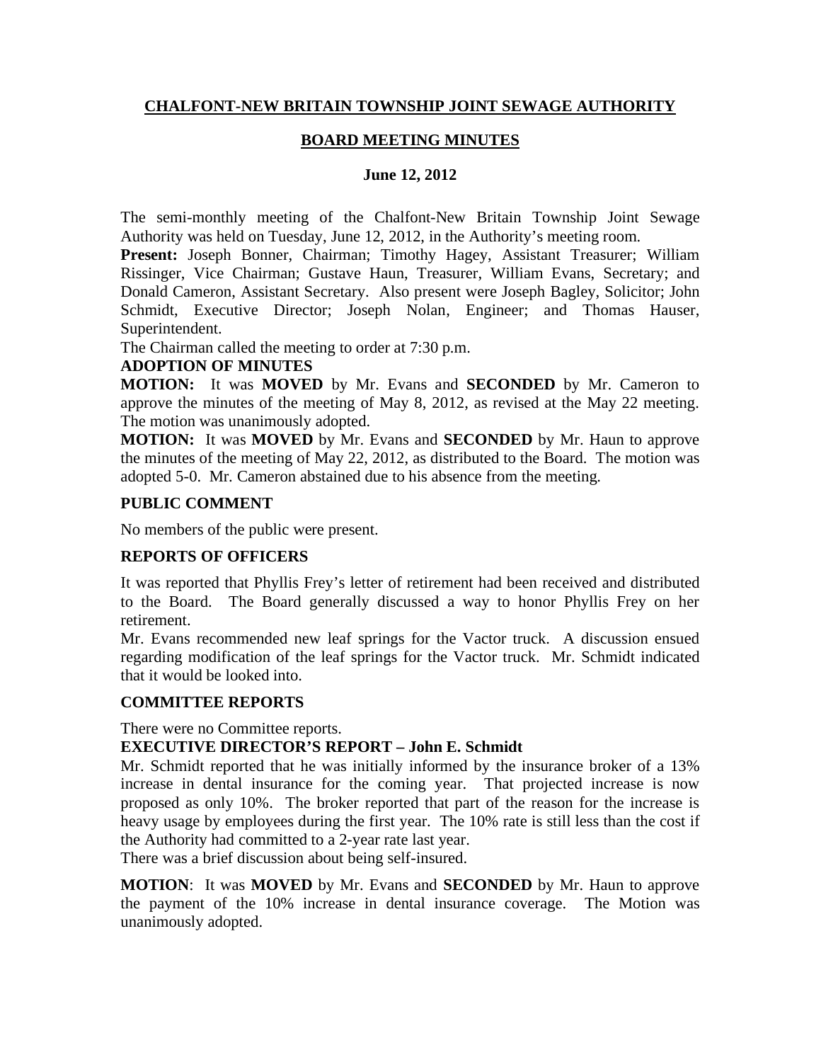## CHALFONT-NEW BRITAIN TOWNSHIP JOINT SEWAGE AUTHORITY

## BOARD MEETING MINUTES

### June 12, 2012

The semi-monthly meeting of the Chalfont-New Britain Township Joint Sewage Authority was held on Tuesday, June 12, 2012, in the Authority's meeting room.

**Present:** Joseph Bonner, Chairman; Timothy Hagey, Assistant Treasurer; William Rissinger, Vice Chairman; Gustave Haun, Treasurer, William Evans, Secretary; and Donald Cameron, Assistant Secretary. Also present were Joseph Bagley, Solicitor; John Schmidt, Executive Director; Joseph Nolan, Engineer; and Thomas Hauser, Superintendent.

The Chairman called the meeting to order at 7:30 p.m.

**ADOPTION OF MINUTES**

**MOTION:** It was **MOVED** by Mr. Evans and **SECONDED** by Mr. Cameron to approve the minutes of the meeting of May 8, 2012, as revised at the May 22 meeting. The motion was unanimously adopted.

**MOTION:** It was **MOVED** by Mr. Evans and **SECONDED** by Mr. Haun to approve the minutes of the meeting of May 22, 2012, as distributed to the Board. The motion was adopted 5-0. Mr. Cameron abstained due to his absence from the meeting.

**PUBLIC COMMENT**

No members of the public were present.

**REPORTS OF OFFICERS**

It was reported that Phyllis Frey's letter of retirement had been received and distributed to the Board. The Board generally discussed a way to honor Phyllis Frey on her retirement.

Mr. Evans recommended new leaf springs for the Vactor truck. A discussion ensued regarding modification of the leaf springs for the Vactor truck. Mr. Schmidt indicated that it would be looked into.

**COMMITTEE REPORTS**

There were no Committee reports.

**EXECUTIVE DIRECTOR'S REPORT – John E. Schmidt**

Mr. Schmidt reported that he was initially informed by the insurance broker of a 13% increase in dental insurance for the coming year. That projected increase is now proposed as only 10%. The broker reported that part of the reason for the increase is heavy usage by employees during the first year. The 10% rate is still less than the cost if the Authority had committed to a 2-year rate last year.

There was a brief discussion about being self-insured.

**MOTION**: It was **MOVED** by Mr. Evans and **SECONDED** by Mr. Haun to approve the payment of the 10% increase in dental insurance coverage. The Motion was unanimously adopted.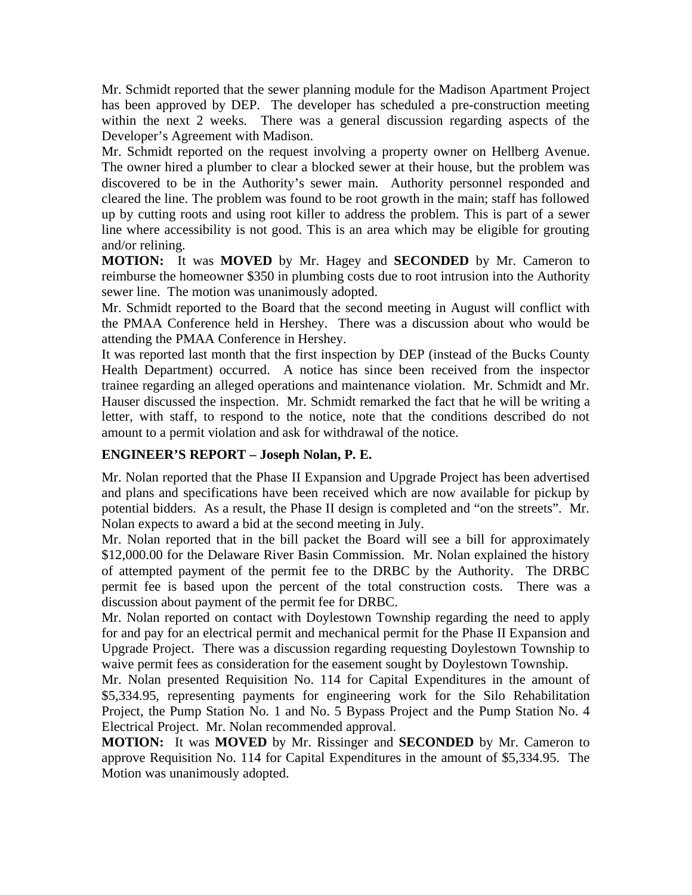Mr. Schmidt reported that the sewer planning module for the Madison Apartment Project has been approved by DEP. The developer has scheduled a pre-construction meeting within the next 2 weeks. There was a general discussion regarding aspects of the Developer's Agreement with Madison.

Mr. Schmidt reported on the request involving a property owner on Hellberg Avenue. The owner hired a plumber to clear a blocked sewer at their house, but the problem was discovered to be in the Authority's sewer main. Authority personnel responded and cleared the line. The problem was found to be root growth in the main; staff has followed up by cutting roots and using root killer to address the problem. This is part of a sewer line where accessibility is not good. This is an area which may be eligible for grouting and/or relining.

**MOTION:** It was **MOVED** by Mr. Hagey and **SECONDED** by Mr. Cameron to reimburse the homeowner $350 in plumbing costs due to root intrusion into the Authority sewer line. The motion was unanimously adopted.

Mr. Schmidt reported to the Board that the second meeting in August will conflict with the PMAA Conference held in Hershey. There was a discussion about who would be attending the PMAA Conference in Hershey.

It was reported last month that the first inspection by DEP (instead of the Bucks County Health Department) occurred. A notice has since been received from the inspector trainee regarding an alleged operations and maintenance violation. Mr. Schmidt and Mr. Hauser discussed the inspection. Mr. Schmidt remarked the fact that he will be writing a letter, with staff, to respond to the notice, note that the conditions described do not amount to a permit violation and ask for withdrawal of the notice.

## ENGINEER'S REPORT – Joseph Nolan, P. E.

Mr. Nolan reported that the Phase II Expansion and Upgrade Project has been advertised and plans and specifications have been received which are now available for pickup by potential bidders. As a result, the Phase II design is completed and "on the streets". Mr. Nolan expects to award a bid at the second meeting in July.

Mr. Nolan reported that in the bill packet the Board will see a bill for approximately $12,000.00 for the Delaware River Basin Commission. Mr. Nolan explained the history of attempted payment of the permit fee to the DRBC by the Authority. The DRBC permit fee is based upon the percent of the total construction costs. There was a discussion about payment of the permit fee for DRBC.

Mr. Nolan reported on contact with Doylestown Township regarding the need to apply for and pay for an electrical permit and mechanical permit for the Phase II Expansion and Upgrade Project. There was a discussion regarding requesting Doylestown Township to waive permit fees as consideration for the easement sought by Doylestown Township.

Mr. Nolan presented Requisition No. 114 for Capital Expenditures in the amount of $5,334.95, representing payments for engineering work for the Silo Rehabilitation Project, the Pump Station No. 1 and No. 5 Bypass Project and the Pump Station No. 4 Electrical Project. Mr. Nolan recommended approval.

**MOTION:** It was **MOVED** by Mr. Rissinger and **SECONDED** by Mr. Cameron to approve Requisition No. 114 for Capital Expenditures in the amount of $5,334.95. The Motion was unanimously adopted.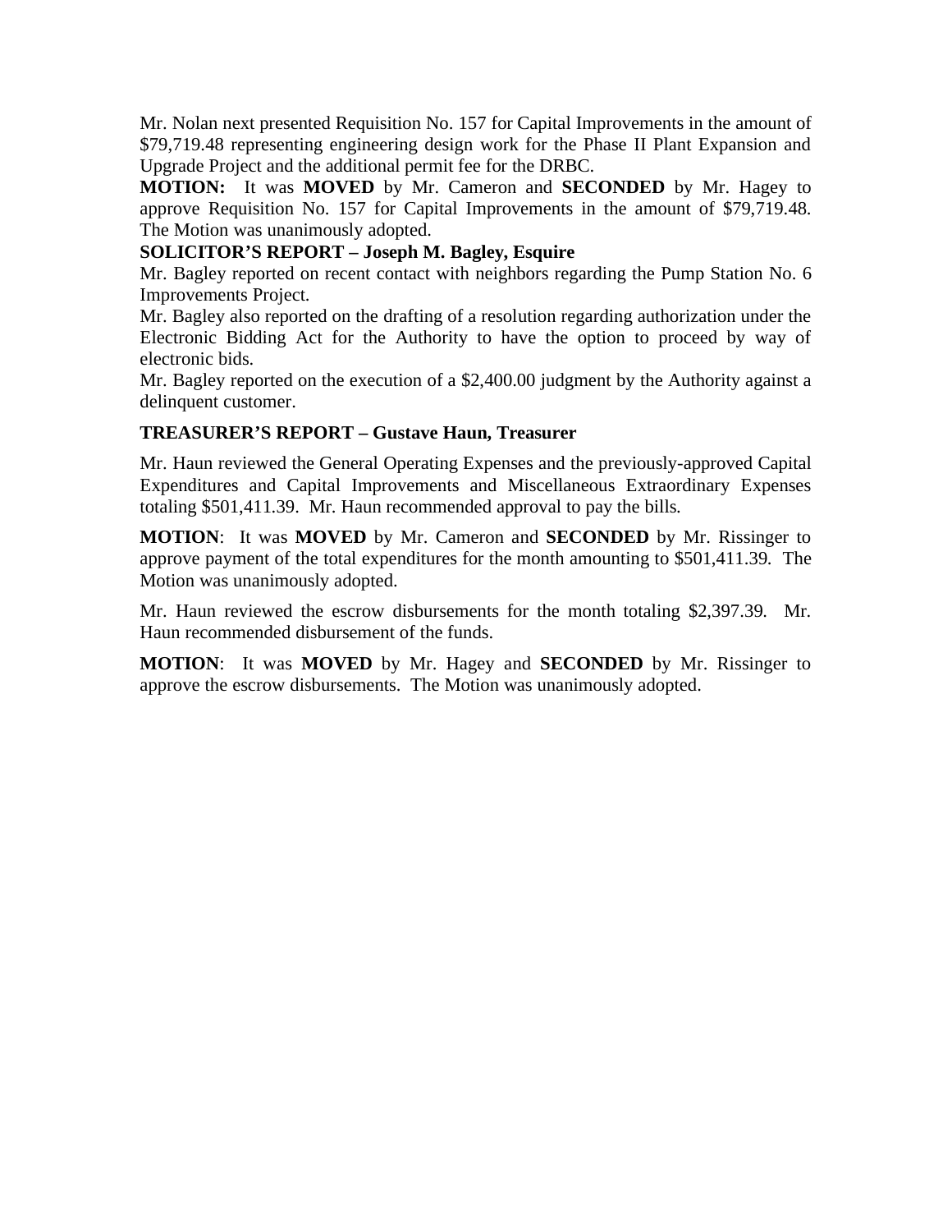Mr. Nolan next presented Requisition No. 157 for Capital Improvements in the amount of $79,719.48 representing engineering design work for the Phase II Plant Expansion and Upgrade Project and the additional permit fee for the DRBC.

**MOTION:** It was **MOVED** by Mr. Cameron and **SECONDED** by Mr. Hagey to approve Requisition No. 157 for Capital Improvements in the amount of $79,719.48. The Motion was unanimously adopted.

**SOLICITOR'S REPORT – Joseph M. Bagley, Esquire**

Mr. Bagley reported on recent contact with neighbors regarding the Pump Station No. 6 Improvements Project.

Mr. Bagley also reported on the drafting of a resolution regarding authorization under the Electronic Bidding Act for the Authority to have the option to proceed by way of electronic bids.

Mr. Bagley reported on the execution of a $2,400.00 judgment by the Authority against a delinquent customer.

**TREASURER'S REPORT – Gustave Haun, Treasurer**

Mr. Haun reviewed the General Operating Expenses and the previously-approved Capital Expenditures and Capital Improvements and Miscellaneous Extraordinary Expenses totaling $501,411.39. Mr. Haun recommended approval to pay the bills.

**MOTION**: It was **MOVED** by Mr. Cameron and **SECONDED** by Mr. Rissinger to approve payment of the total expenditures for the month amounting to $501,411.39. The Motion was unanimously adopted.

Mr. Haun reviewed the escrow disbursements for the month totaling $2,397.39. Mr. Haun recommended disbursement of the funds.

**MOTION**: It was **MOVED** by Mr. Hagey and **SECONDED** by Mr. Rissinger to approve the escrow disbursements. The Motion was unanimously adopted.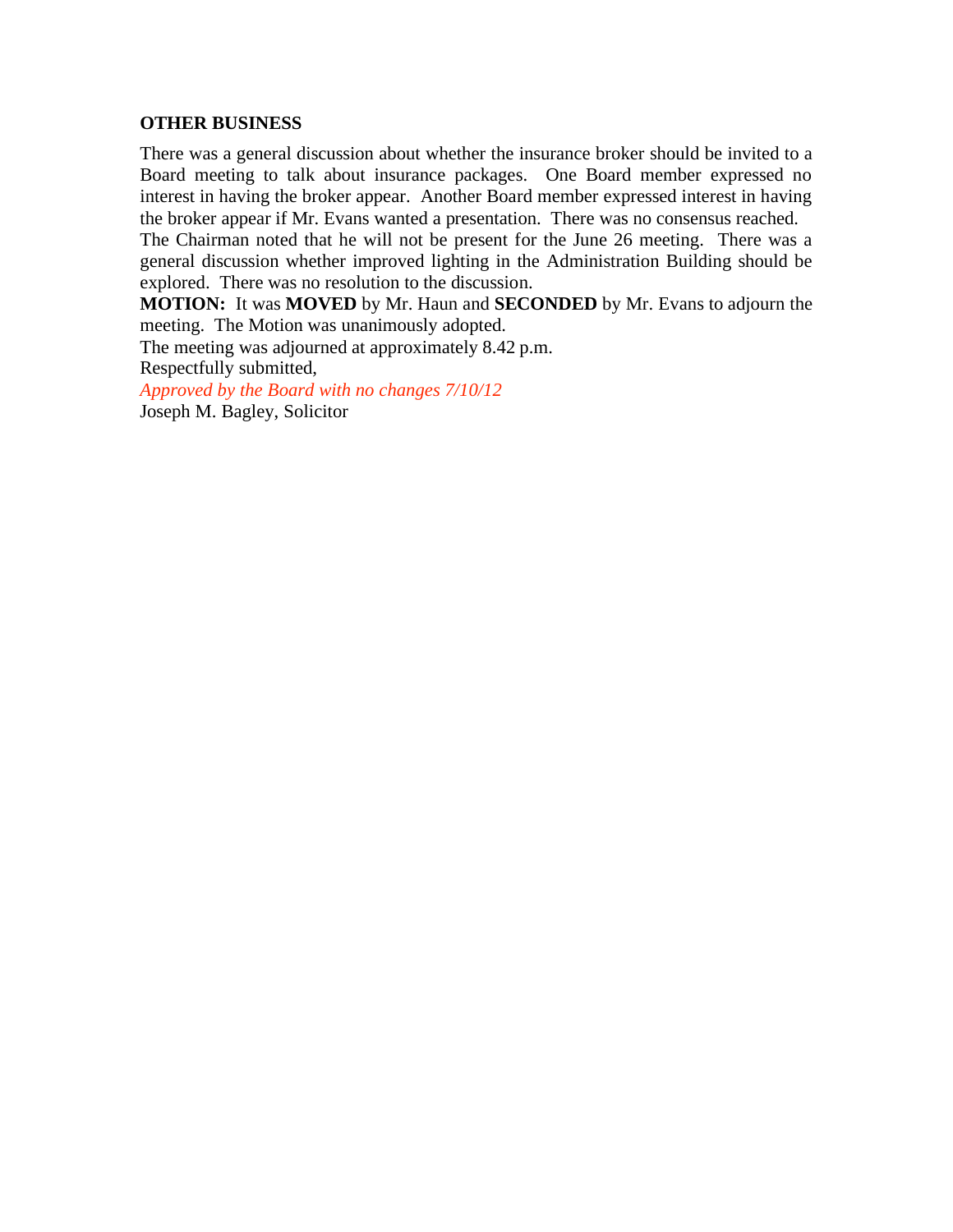**OTHER BUSINESS**

There was a general discussion about whether the insurance broker should be invited to a Board meeting to talk about insurance packages. One Board member expressed no interest in having the broker appear. Another Board member expressed interest in having the broker appear if Mr. Evans wanted a presentation. There was no consensus reached.

The Chairman noted that he will not be present for the June 26 meeting. There was a general discussion whether improved lighting in the Administration Building should be explored. There was no resolution to the discussion.

**MOTION:** It was **MOVED** by Mr. Haun and **SECONDED** by Mr. Evans to adjourn the meeting. The Motion was unanimously adopted.

The meeting was adjourned at approximately 8.42 p.m.

Respectfully submitted,

*Approved by the Board with no changes 7/10/12*

Joseph M. Bagley, Solicitor